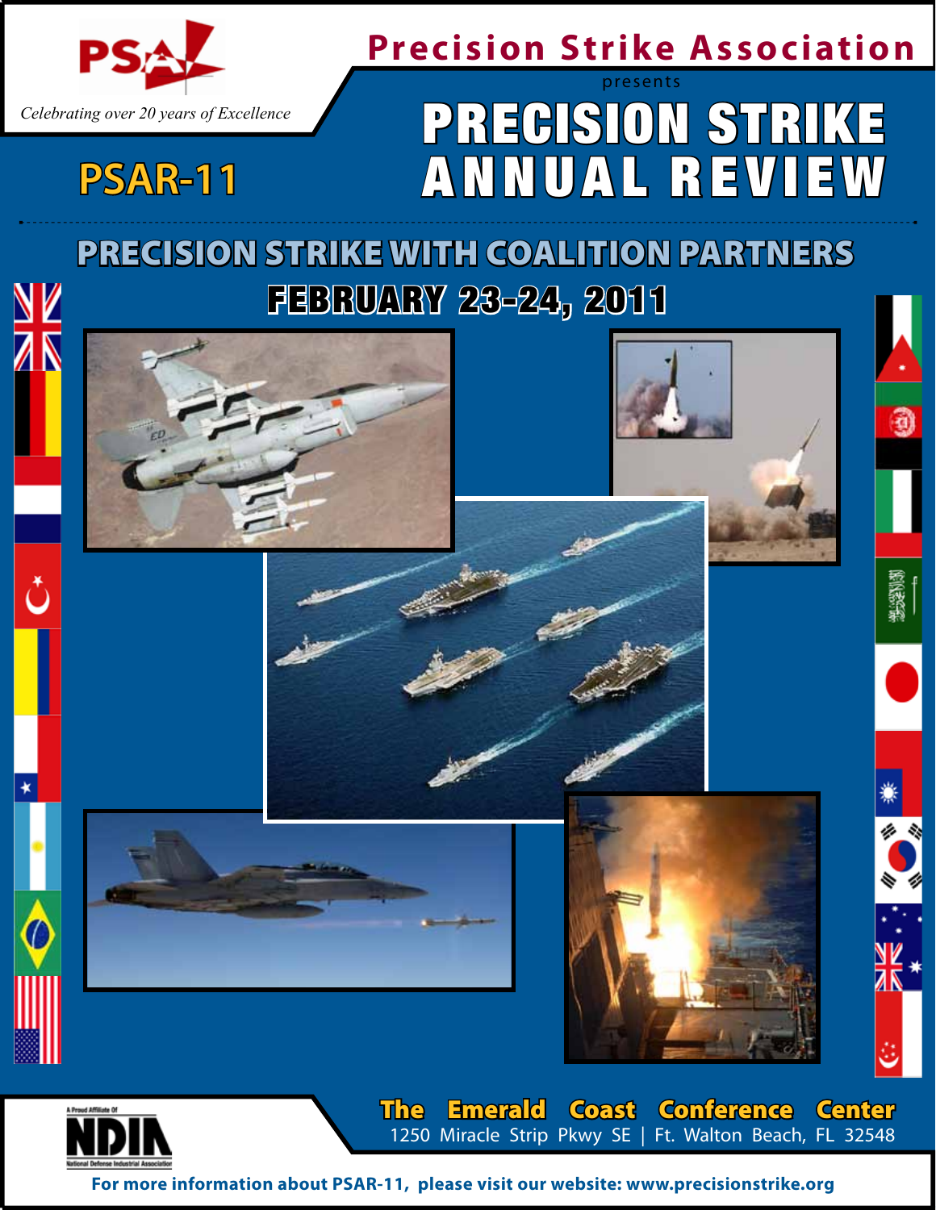PSA

*Celebrating over 20 years of Excellence*

# Precision Strike Association

presents

# PRECISION STRIKE ANNUAL REVIEW

## PSAR-11

## PRECISION STRIKE WITH COALITION PARTNERS

## FEBRUARY 23-24, 2011

A Proud Affiliate Of NDIA National Defense Industrial Association

**The Emerald Coast Conference Center**

1250 Miracle Strip Pkwy SE | Ft. Walton Beach, FL 32548

**For more information about PSAR-11, please visit our website: www.precisionstrike.org**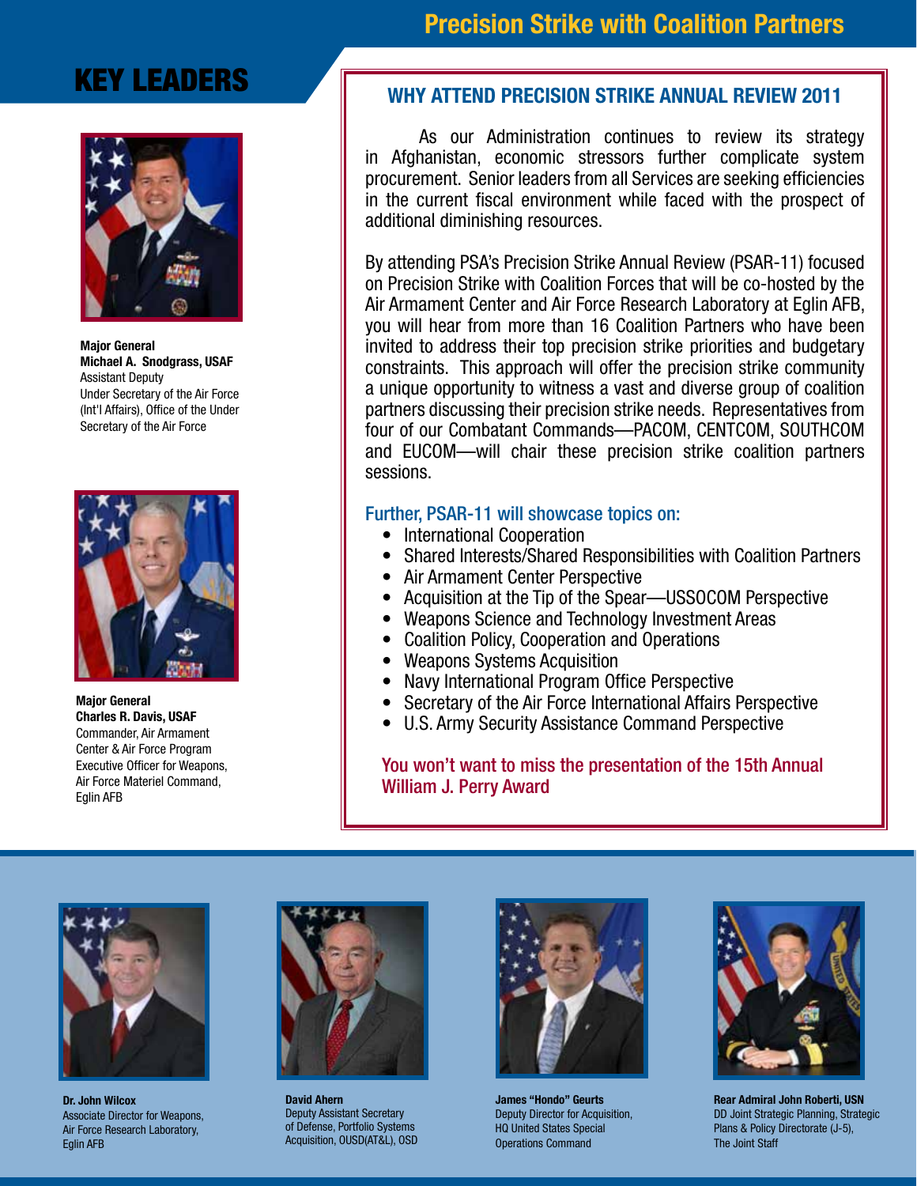# Precision Strike with Coalition Partners

## KEY LEADERS

**Major General**
**Michael A. Snodgrass, USAF**
Assistant Deputy
Under Secretary of the Air Force (Int'l Affairs), Office of the Under Secretary of the Air Force

**Major General**
**Charles R. Davis, USAF**
Commander, Air Armament Center & Air Force Program Executive Officer for Weapons, Air Force Materiel Command, Eglin AFB

## WHY ATTEND PRECISION STRIKE ANNUAL REVIEW 2011

As our Administration continues to review its strategy in Afghanistan, economic stressors further complicate system procurement. Senior leaders from all Services are seeking efficiencies in the current fiscal environment while faced with the prospect of additional diminishing resources.

By attending PSA's Precision Strike Annual Review (PSAR-11) focused on Precision Strike with Coalition Forces that will be co-hosted by the Air Armament Center and Air Force Research Laboratory at Eglin AFB, you will hear from more than 16 Coalition Partners who have been invited to address their top precision strike priorities and budgetary constraints. This approach will offer the precision strike community a unique opportunity to witness a vast and diverse group of coalition partners discussing their precision strike needs. Representatives from four of our Combatant Commands—PACOM, CENTCOM, SOUTHCOM and EUCOM—will chair these precision strike coalition partners sessions.

### Further, PSAR-11 will showcase topics on:

- International Cooperation
- Shared Interests/Shared Responsibilities with Coalition Partners
- Air Armament Center Perspective
- Acquisition at the Tip of the Spear—USSOCOM Perspective
- Weapons Science and Technology Investment Areas
- Coalition Policy, Cooperation and Operations
- Weapons Systems Acquisition
- Navy International Program Office Perspective
- Secretary of the Air Force International Affairs Perspective
- U.S. Army Security Assistance Command Perspective

**You won't want to miss the presentation of the 15th Annual William J. Perry Award**

**Dr. John Wilcox**
Associate Director for Weapons, Air Force Research Laboratory, Eglin AFB

**David Ahern**
Deputy Assistant Secretary of Defense, Portfolio Systems Acquisition, OUSD(AT&L), OSD

**James "Hondo" Geurts**
Deputy Director for Acquisition, HQ United States Special Operations Command

**Rear Admiral John Roberti, USN**
DD Joint Strategic Planning, Strategic Plans & Policy Directorate (J-5), The Joint Staff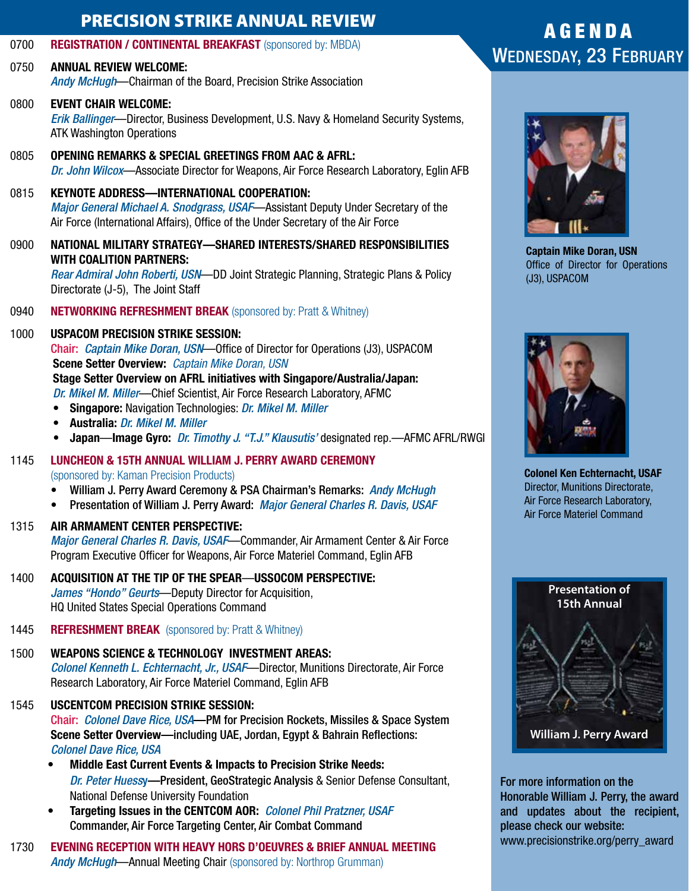# PRECISION STRIKE ANNUAL REVIEW

## AGENDA
## Wednesday, 23 February

**0700** **REGISTRATION / CONTINENTAL BREAKFAST** (sponsored by: MBDA)

**0750** **ANNUAL REVIEW WELCOME:**
*Andy McHugh*—Chairman of the Board, Precision Strike Association

**0800** **EVENT CHAIR WELCOME:**
*Erik Ballinger*—Director, Business Development, U.S. Navy & Homeland Security Systems, ATK Washington Operations

**0805** **OPENING REMARKS & SPECIAL GREETINGS FROM AAC & AFRL:**
*Dr. John Wilcox*—Associate Director for Weapons, Air Force Research Laboratory, Eglin AFB

**0815** **KEYNOTE ADDRESS—INTERNATIONAL COOPERATION:**
*Major General Michael A. Snodgrass, USAF*—Assistant Deputy Under Secretary of the Air Force (International Affairs), Office of the Under Secretary of the Air Force

**0900** **NATIONAL MILITARY STRATEGY—SHARED INTERESTS/SHARED RESPONSIBILITIES WITH COALITION PARTNERS:**
*Rear Admiral John Roberti, USN*—DD Joint Strategic Planning, Strategic Plans & Policy Directorate (J-5), The Joint Staff

**0940** **NETWORKING REFRESHMENT BREAK** (sponsored by: Pratt & Whitney)

**1000** **USPACOM PRECISION STRIKE SESSION:**
Chair: *Captain Mike Doran, USN*—Office of Director for Operations (J3), USPACOM
**Scene Setter Overview:** *Captain Mike Doran, USN*
**Stage Setter Overview on AFRL initiatives with Singapore/Australia/Japan:**
*Dr. Mikel M. Miller*—Chief Scientist, Air Force Research Laboratory, AFMC
- **Singapore:** Navigation Technologies: *Dr. Mikel M. Miller*
- **Australia:** *Dr. Mikel M. Miller*
- **Japan**—**Image Gyro:** *Dr. Timothy J. "T.J." Klausutis'* designated rep.—AFMC AFRL/RWGI

**1145** **LUNCHEON & 15TH ANNUAL WILLIAM J. PERRY AWARD CEREMONY**
(sponsored by: Kaman Precision Products)
- **William J. Perry Award Ceremony & PSA Chairman's Remarks:** *Andy McHugh*
- **Presentation of William J. Perry Award:** *Major General Charles R. Davis, USAF*

**1315** **AIR ARMAMENT CENTER PERSPECTIVE:**
*Major General Charles R. Davis, USAF*—Commander, Air Armament Center & Air Force Program Executive Officer for Weapons, Air Force Materiel Command, Eglin AFB

**1400** **ACQUISITION AT THE TIP OF THE SPEAR—USSOCOM PERSPECTIVE:**
*James "Hondo" Geurts*—Deputy Director for Acquisition, HQ United States Special Operations Command

**1445** **REFRESHMENT BREAK** (sponsored by: Pratt & Whitney)

**1500** **WEAPONS SCIENCE & TECHNOLOGY INVESTMENT AREAS:**
*Colonel Kenneth L. Echternacht, Jr., USAF*—Director, Munitions Directorate, Air Force Research Laboratory, Air Force Materiel Command, Eglin AFB

**1545** **USCENTCOM PRECISION STRIKE SESSION:**
Chair: *Colonel Dave Rice, USA*—**PM for Precision Rockets, Missiles & Space System**
**Scene Setter Overview—including UAE, Jordan, Egypt & Bahrain Reflections:**
*Colonel Dave Rice, USA*
- **Middle East Current Events & Impacts to Precision Strike Needs:**
*Dr. Peter Huessy*—**President, GeoStrategic Analysis** & Senior Defense Consultant, National Defense University Foundation
- **Targeting Issues in the CENTCOM AOR:** *Colonel Phil Pratzner, USAF*
Commander, Air Force Targeting Center, Air Combat Command

**1730** **EVENING RECEPTION WITH HEAVY HORS D'OEUVRES & BRIEF ANNUAL MEETING**
*Andy McHugh*—Annual Meeting Chair (sponsored by: Northrop Grumman)

**Captain Mike Doran, USN**
Office of Director for Operations (J3), USPACOM

**Colonel Ken Echternacht, USAF**
Director, Munitions Directorate, Air Force Research Laboratory, Air Force Materiel Command

Presentation of 15th Annual William J. Perry Award

**For more information on the Honorable William J. Perry, the award and updates about the recipient, please check our website:**
www.precisionstrike.org/perry_award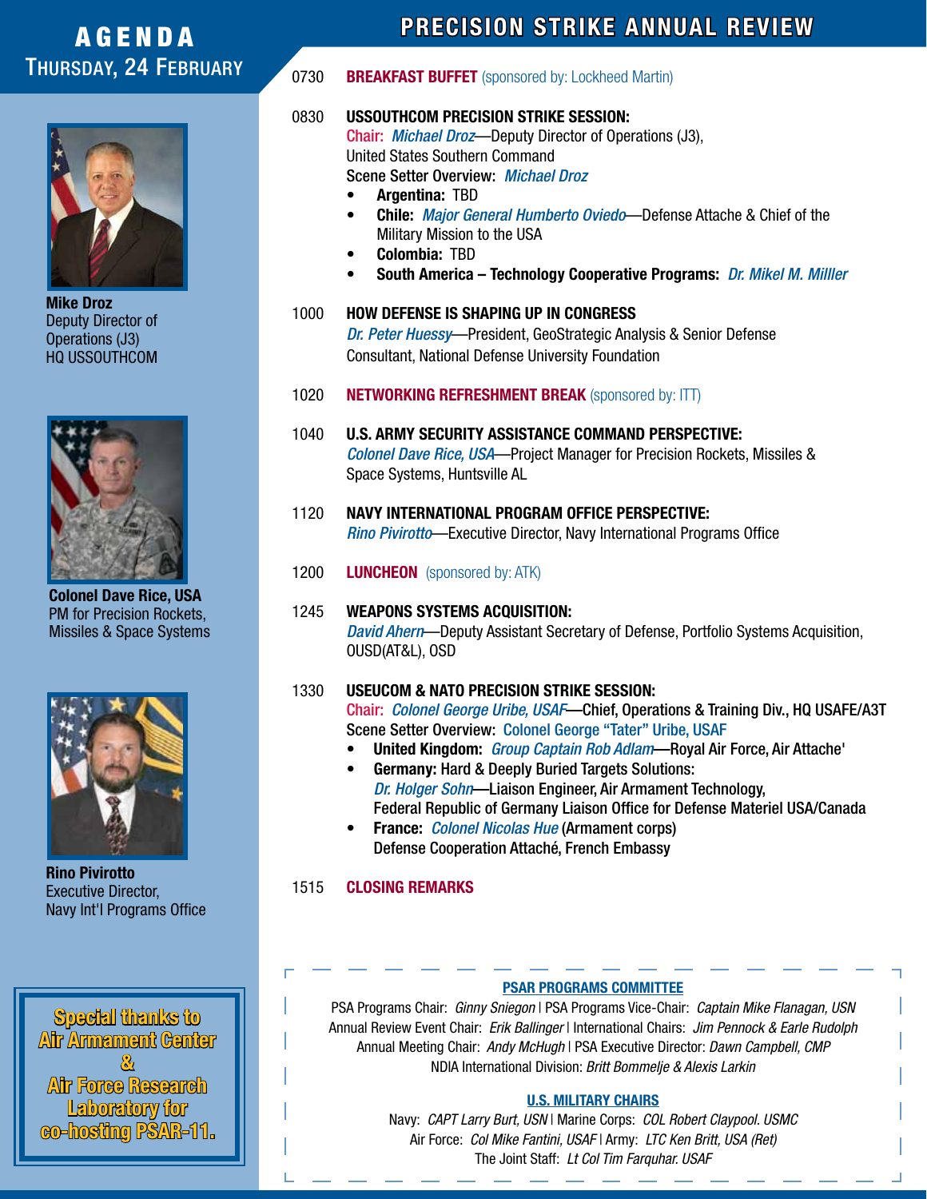# AGENDA
## Thursday, 24 February

# PRECISION STRIKE ANNUAL REVIEW

0730 **BREAKFAST BUFFET** (sponsored by: Lockheed Martin)

0830 **USSOUTHCOM PRECISION STRIKE SESSION:**
Chair: *Michael Droz*—Deputy Director of Operations (J3), United States Southern Command
Scene Setter Overview: *Michael Droz*

- **Argentina:** TBD
- **Chile:** *Major General Humberto Oviedo*—Defense Attache & Chief of the Military Mission to the USA
- **Colombia:** TBD
- **South America – Technology Cooperative Programs:** *Dr. Mikel M. Milller*

1000 **HOW DEFENSE IS SHAPING UP IN CONGRESS**
*Dr. Peter Huessy*—President, GeoStrategic Analysis & Senior Defense Consultant, National Defense University Foundation

1020 **NETWORKING REFRESHMENT BREAK** (sponsored by: ITT)

1040 **U.S. ARMY SECURITY ASSISTANCE COMMAND PERSPECTIVE:**
*Colonel Dave Rice, USA*—Project Manager for Precision Rockets, Missiles & Space Systems, Huntsville AL

1120 **NAVY INTERNATIONAL PROGRAM OFFICE PERSPECTIVE:**
*Rino Pivirotto*—Executive Director, Navy International Programs Office

1200 **LUNCHEON** (sponsored by: ATK)

1245 **WEAPONS SYSTEMS ACQUISITION:**
*David Ahern*—Deputy Assistant Secretary of Defense, Portfolio Systems Acquisition, OUSD(AT&L), OSD

1330 **USEUCOM & NATO PRECISION STRIKE SESSION:**
Chair: *Colonel George Uribe, USAF*—Chief, Operations & Training Div., HQ USAFE/A3T
Scene Setter Overview: Colonel George "Tater" Uribe, USAF

- **United Kingdom:** *Group Captain Rob Adlam*—Royal Air Force, Air Attache'
- **Germany:** Hard & Deeply Buried Targets Solutions:
  *Dr. Holger Sohn*—Liaison Engineer, Air Armament Technology, Federal Republic of Germany Liaison Office for Defense Materiel USA/Canada
- **France:** *Colonel Nicolas Hue* (Armament corps)
  Defense Cooperation Attaché, French Embassy

1515 **CLOSING REMARKS**

**Mike Droz**
Deputy Director of Operations (J3)
HQ USSOUTHCOM

**Colonel Dave Rice, USA**
PM for Precision Rockets, Missiles & Space Systems

**Rino Pivirotto**
Executive Director,
Navy Int'l Programs Office

**Special thanks to Air Armament Center & Air Force Research Laboratory for co-hosting PSAR-11.**

### PSAR PROGRAMS COMMITTEE

PSA Programs Chair: *Ginny Sniegon* | PSA Programs Vice-Chair: *Captain Mike Flanagan, USN*
Annual Review Event Chair: *Erik Ballinger* | International Chairs: *Jim Pennock & Earle Rudolph*
Annual Meeting Chair: *Andy McHugh* | PSA Executive Director: *Dawn Campbell, CMP*
NDIA International Division: *Britt Bommelje & Alexis Larkin*

### U.S. MILITARY CHAIRS

Navy: *CAPT Larry Burt, USN* | Marine Corps: *COL Robert Claypool. USMC*
Air Force: *Col Mike Fantini, USAF* | Army: *LTC Ken Britt, USA (Ret)*
The Joint Staff: *Lt Col Tim Farquhar. USAF*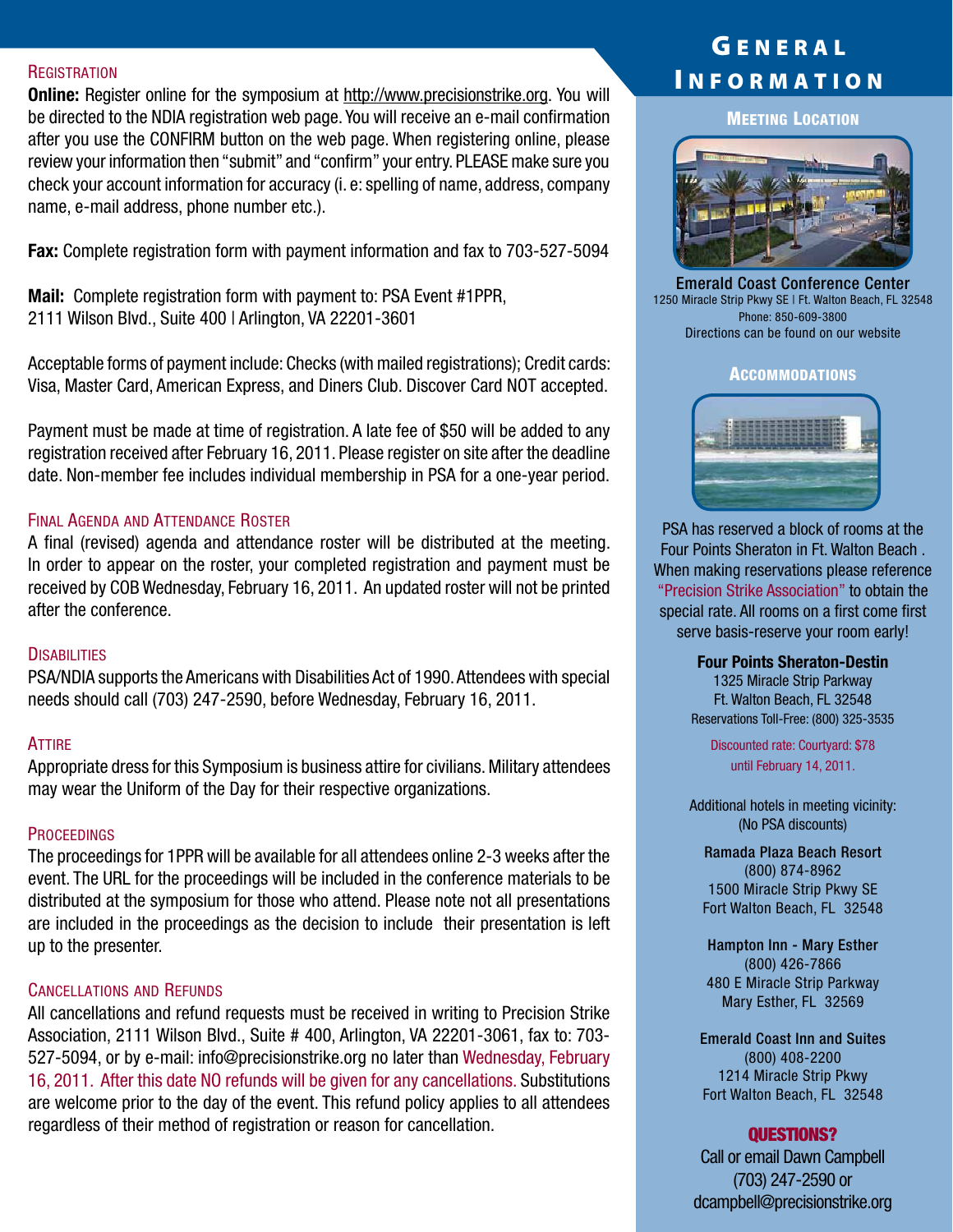## Registration

**Online:** Register online for the symposium at http://www.precisionstrike.org. You will be directed to the NDIA registration web page. You will receive an e-mail confirmation after you use the CONFIRM button on the web page. When registering online, please review your information then "submit" and "confirm" your entry. PLEASE make sure you check your account information for accuracy (i. e: spelling of name, address, company name, e-mail address, phone number etc.).

**Fax:** Complete registration form with payment information and fax to 703-527-5094

**Mail:** Complete registration form with payment to: PSA Event #1PPR, 2111 Wilson Blvd., Suite 400 | Arlington, VA 22201-3601

Acceptable forms of payment include: Checks (with mailed registrations); Credit cards: Visa, Master Card, American Express, and Diners Club. Discover Card NOT accepted.

Payment must be made at time of registration. A late fee of $50 will be added to any registration received after February 16, 2011. Please register on site after the deadline date. Non-member fee includes individual membership in PSA for a one-year period.

## Final Agenda and Attendance Roster

A final (revised) agenda and attendance roster will be distributed at the meeting. In order to appear on the roster, your completed registration and payment must be received by COB Wednesday, February 16, 2011. An updated roster will not be printed after the conference.

## Disabilities

PSA/NDIA supports the Americans with Disabilities Act of 1990. Attendees with special needs should call (703) 247-2590, before Wednesday, February 16, 2011.

## Attire

Appropriate dress for this Symposium is business attire for civilians. Military attendees may wear the Uniform of the Day for their respective organizations.

## Proceedings

The proceedings for 1PPR will be available for all attendees online 2-3 weeks after the event. The URL for the proceedings will be included in the conference materials to be distributed at the symposium for those who attend. Please note not all presentations are included in the proceedings as the decision to include their presentation is left up to the presenter.

## Cancellations and Refunds

All cancellations and refund requests must be received in writing to Precision Strike Association, 2111 Wilson Blvd., Suite # 400, Arlington, VA 22201-3061, fax to: 703-527-5094, or by e-mail: info@precisionstrike.org no later than Wednesday, February 16, 2011. After this date NO refunds will be given for any cancellations. Substitutions are welcome prior to the day of the event. This refund policy applies to all attendees regardless of their method of registration or reason for cancellation.

# General Information

## Meeting Location

**Emerald Coast Conference Center**
1250 Miracle Strip Pkwy SE | Ft. Walton Beach, FL 32548
Phone: 850-609-3800
Directions can be found on our website

## Accommodations

PSA has reserved a block of rooms at the Four Points Sheraton in Ft. Walton Beach . When making reservations please reference "Precision Strike Association" to obtain the special rate. All rooms on a first come first serve basis-reserve your room early!

**Four Points Sheraton-Destin**
1325 Miracle Strip Parkway
Ft. Walton Beach, FL 32548
Reservations Toll-Free: (800) 325-3535

Discounted rate: Courtyard: $78
until February 14, 2011.

Additional hotels in meeting vicinity:
(No PSA discounts)

**Ramada Plaza Beach Resort**
(800) 874-8962
1500 Miracle Strip Pkwy SE
Fort Walton Beach, FL 32548

**Hampton Inn - Mary Esther**
(800) 426-7866
480 E Miracle Strip Parkway
Mary Esther, FL 32569

**Emerald Coast Inn and Suites**
(800) 408-2200
1214 Miracle Strip Pkwy
Fort Walton Beach, FL 32548

**QUESTIONS?**
Call or email Dawn Campbell
(703) 247-2590 or
dcampbell@precisionstrike.org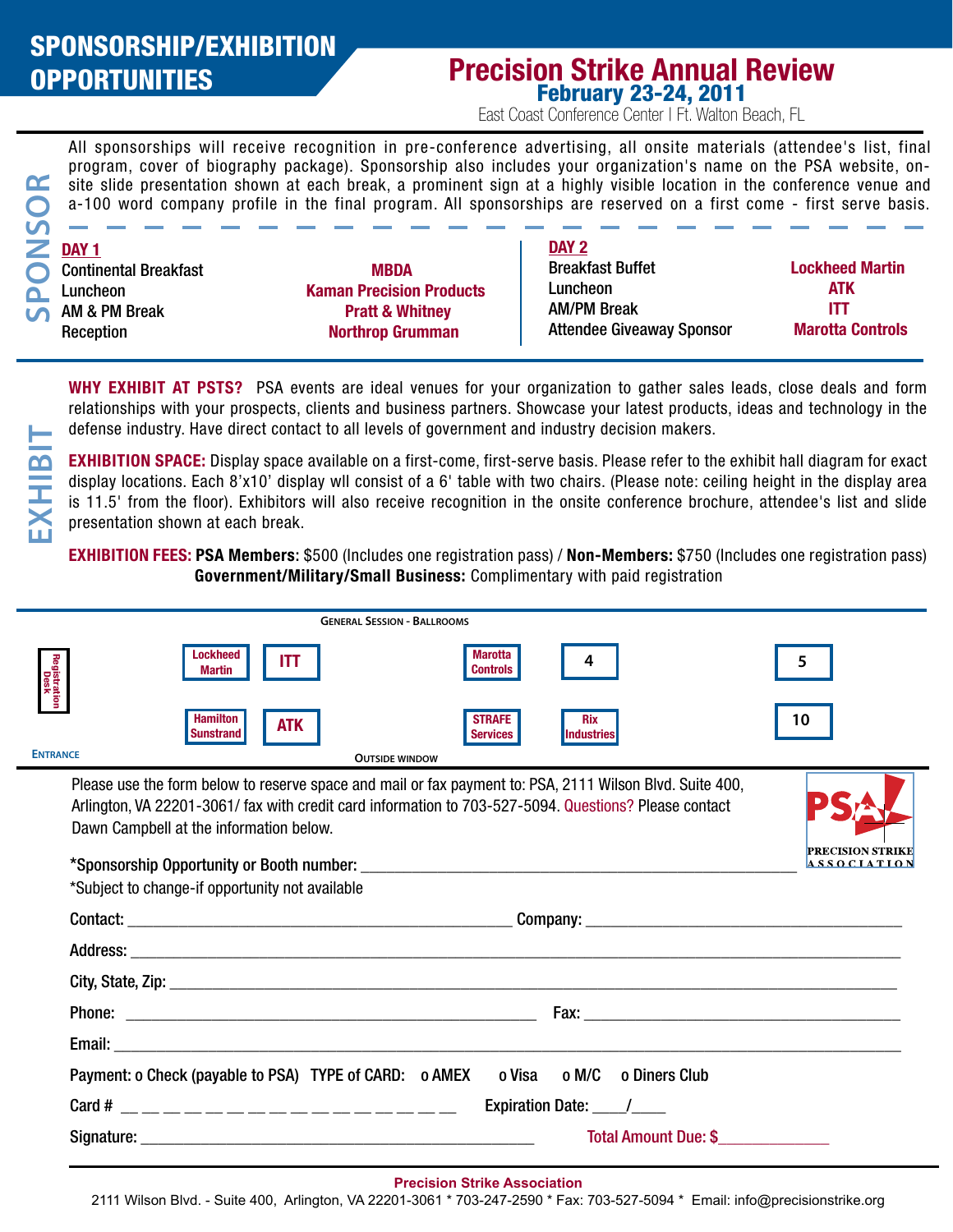# SPONSORSHIP/EXHIBITION OPPORTUNITIES

## Precision Strike Annual Review
### February 23-24, 2011
East Coast Conference Center I Ft. Walton Beach, FL

## SPONSOR

All sponsorships will receive recognition in pre-conference advertising, all onsite materials (attendee's list, final program, cover of biography package). Sponsorship also includes your organization's name on the PSA website, on-site slide presentation shown at each break, a prominent sign at a highly visible location in the conference venue and a-100 word company profile in the final program. All sponsorships are reserved on a first come - first serve basis.

**DAY 1**

| | |
|---|---|
| Continental Breakfast | MBDA |
| Luncheon | Kaman Precision Products |
| AM & PM Break | Pratt & Whitney |
| Reception | Northrop Grumman |

**DAY 2**

| | |
|---|---|
| Breakfast Buffet | Lockheed Martin |
| Luncheon | ATK |
| AM/PM Break | ITT |
| Attendee Giveaway Sponsor | Marotta Controls |

## EXHIBIT

**WHY EXHIBIT AT PSTS?** PSA events are ideal venues for your organization to gather sales leads, close deals and form relationships with your prospects, clients and business partners. Showcase your latest products, ideas and technology in the defense industry. Have direct contact to all levels of government and industry decision makers.

**EXHIBITION SPACE:** Display space available on a first-come, first-serve basis. Please refer to the exhibit hall diagram for exact display locations. Each 8'x10' display wll consist of a 6' table with two chairs. (Please note: ceiling height in the display area is 11.5' from the floor). Exhibitors will also receive recognition in the onsite conference brochure, attendee's list and slide presentation shown at each break.

**EXHIBITION FEES:** **PSA Members**: $500 (Includes one registration pass) / **Non-Members:** $750 (Includes one registration pass)
**Government/Military/Small Business:** Complimentary with paid registration

General Session - Ballrooms

Registration Desk | Lockheed Martin | ITT | Marotta Controls | 4 | 5
Hamilton Sunstrand | ATK | STRAFE Services | Rix Industries | 10

Entrance — Outside Window

Please use the form below to reserve space and mail or fax payment to: PSA, 2111 Wilson Blvd. Suite 400, Arlington, VA 22201-3061/ fax with credit card information to 703-527-5094. Questions? Please contact Dawn Campbell at the information below.

PSA PRECISION STRIKE ASSOCIATION

*Sponsorship Opportunity or Booth number: ____________________
*Subject to change-if opportunity not available

Contact: ____________________ Company: ____________________

Address: ____________________

City, State, Zip: ____________________

Phone: ____________________ Fax: ____________________

Email: ____________________

Payment: o Check (payable to PSA) TYPE of CARD: o AMEX o Visa o M/C o Diners Club

Card # __ __ __ __ __ __ __ __ __ __ __ __ __ __ __ __ Expiration Date: ____/____

Signature: ____________________ Total Amount Due: $____________

**Precision Strike Association**
2111 Wilson Blvd. - Suite 400, Arlington, VA 22201-3061 * 703-247-2590 * Fax: 703-527-5094 * Email: info@precisionstrike.org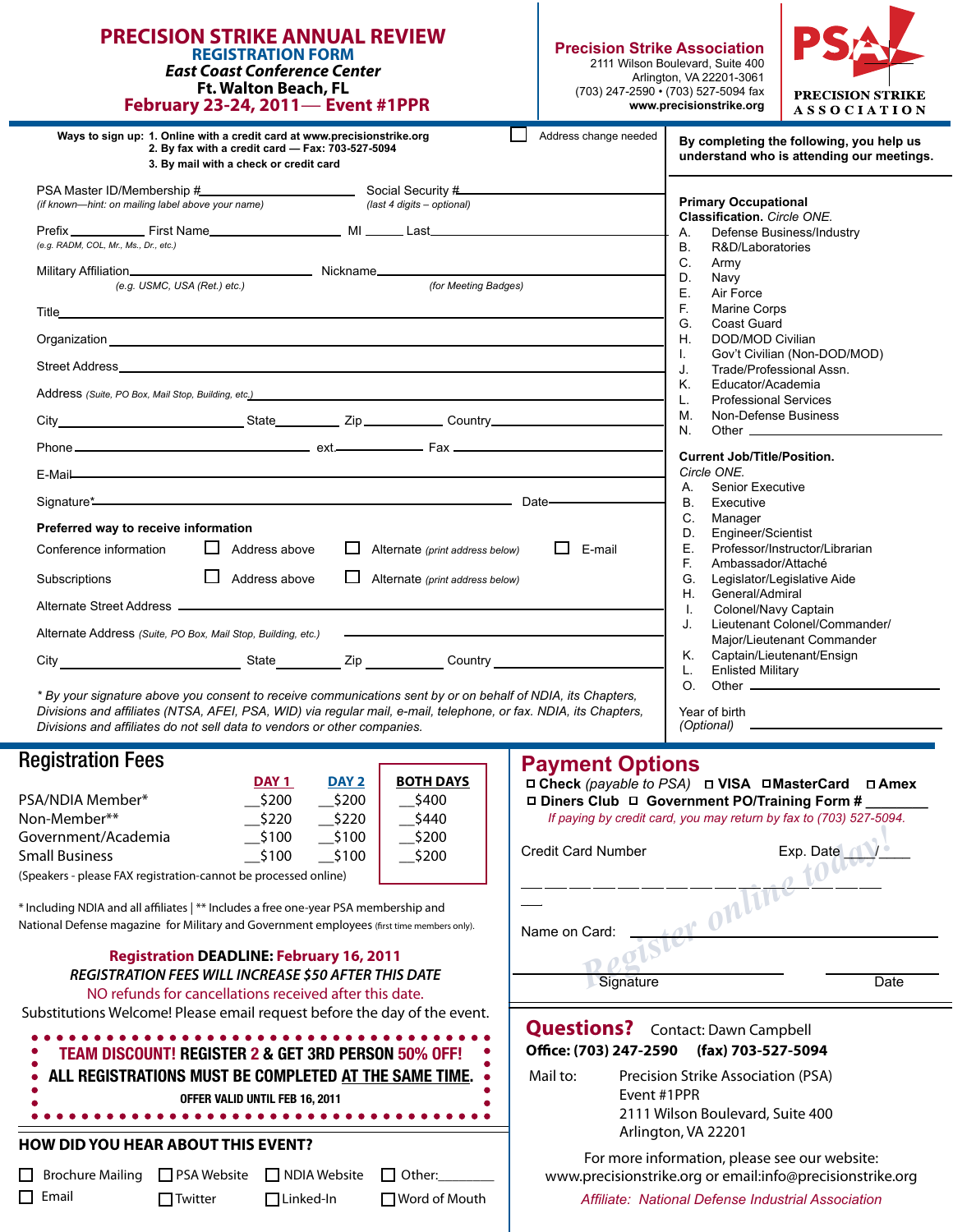# PRECISION STRIKE ANNUAL REVIEW

## REGISTRATION FORM

***East Coast Conference Center***

**Ft. Walton Beach, FL**

**February 23-24, 2011— Event #1PPR**

**Precision Strike Association**
2111 Wilson Boulevard, Suite 400
Arlington, VA 22201-3061
(703) 247-2590 • (703) 527-5094 fax
**www.precisionstrike.org**

PSA PRECISION STRIKE ASSOCIATION

**Ways to sign up: 1. Online with a credit card at www.precisionstrike.org**
**2. By fax with a credit card — Fax: 703-527-5094**
**3. By mail with a check or credit card**

☐ Address change needed

PSA Master ID/Membership #______________________ Social Security #______________________
*(if known—hint: on mailing label above your name)* *(last 4 digits – optional)*

Prefix__________ First Name______________________ MI _____ Last______________________
*(e.g. RADM, COL, Mr., Ms., Dr., etc.)*

Military Affiliation______________________ Nickname______________________
*(e.g. USMC, USA (Ret.) etc.)* *(for Meeting Badges)*

Title______________________

Organization______________________

Street Address______________________

Address *(Suite, PO Box, Mail Stop, Building, etc.)*______________________

City______________________ State__________ Zip__________ Country______________________

Phone______________________ ext.__________ Fax______________________

E-Mail______________________

Signature*______________________ Date______________

**Preferred way to receive information**

Conference information ☐ Address above ☐ Alternate *(print address below)* ☐ E-mail

Subscriptions ☐ Address above ☐ Alternate *(print address below)*

Alternate Street Address______________________

Alternate Address *(Suite, PO Box, Mail Stop, Building, etc.)*______________________

City______________________ State__________ Zip__________ Country______________________

*\* By your signature above you consent to receive communications sent by or on behalf of NDIA, its Chapters, Divisions and affiliates (NTSA, AFEI, PSA, WID) via regular mail, e-mail, telephone, or fax. NDIA, its Chapters, Divisions and affiliates do not sell data to vendors or other companies.*

**By completing the following, you help us understand who is attending our meetings.**

**Primary Occupational Classification.** *Circle ONE.*

A. Defense Business/Industry
B. R&D/Laboratories
C. Army
D. Navy
E. Air Force
F. Marine Corps
G. Coast Guard
H. DOD/MOD Civilian
I. Gov't Civilian (Non-DOD/MOD)
J. Trade/Professional Assn.
K. Educator/Academia
L. Professional Services
M. Non-Defense Business
N. Other ______________

**Current Job/Title/Position.**
*Circle ONE.*

A. Senior Executive
B. Executive
C. Manager
D. Engineer/Scientist
E. Professor/Instructor/Librarian
F. Ambassador/Attaché
G. Legislator/Legislative Aide
H. General/Admiral
I. Colonel/Navy Captain
J. Lieutenant Colonel/Commander/ Major/Lieutenant Commander
K. Captain/Lieutenant/Ensign
L. Enlisted Military
O. Other ______________

Year of birth *(Optional)* ______________

## Registration Fees

| | DAY 1 | DAY 2 | BOTH DAYS |
|---|---|---|---|
| PSA/NDIA Member* | __$200 | __$200 | __$400 |
| Non-Member** | __$220 | __$220 | __$440 |
| Government/Academia | __$100 | __$100 | __$200 |
| Small Business | __$100 | __$100 | __$200 |

(Speakers - please FAX registration-cannot be processed online)

\* Including NDIA and all affiliates | ** Includes a free one-year PSA membership and National Defense magazine for Military and Government employees (first time members only).

**Registration DEADLINE: February 16, 2011**

***REGISTRATION FEES WILL INCREASE $50 AFTER THIS DATE***

NO refunds for cancellations received after this date.

Substitutions Welcome! Please email request before the day of the event.

**TEAM DISCOUNT! REGISTER 2 & GET 3RD PERSON 50% OFF!**
**ALL REGISTRATIONS MUST BE COMPLETED AT THE SAME TIME.**
**OFFER VALID UNTIL FEB 16, 2011**

## HOW DID YOU HEAR ABOUT THIS EVENT?

☐ Brochure Mailing ☐ PSA Website ☐ NDIA Website ☐ Other:__________
☐ Email ☐ Twitter ☐ Linked-In ☐ Word of Mouth

## Payment Options

☐ **Check** *(payable to PSA)* ☐ **VISA** ☐ **MasterCard** ☐ **Amex**
☐ **Diners Club** ☐ **Government PO/Training Form #**__________

*If paying by credit card, you may return by fax to (703) 527-5094.*

Credit Card Number ______________________ Exp. Date ____/____

Name on Card: ______________________

Signature ______________________ Date ______________

*Register online today!*

## Questions? Contact: Dawn Campbell

**Office: (703) 247-2590 (fax) 703-527-5094**

Mail to: Precision Strike Association (PSA)
Event #1PPR
2111 Wilson Boulevard, Suite 400
Arlington, VA 22201

For more information, please see our website:
www.precisionstrike.org or email:info@precisionstrike.org

*Affiliate: National Defense Industrial Association*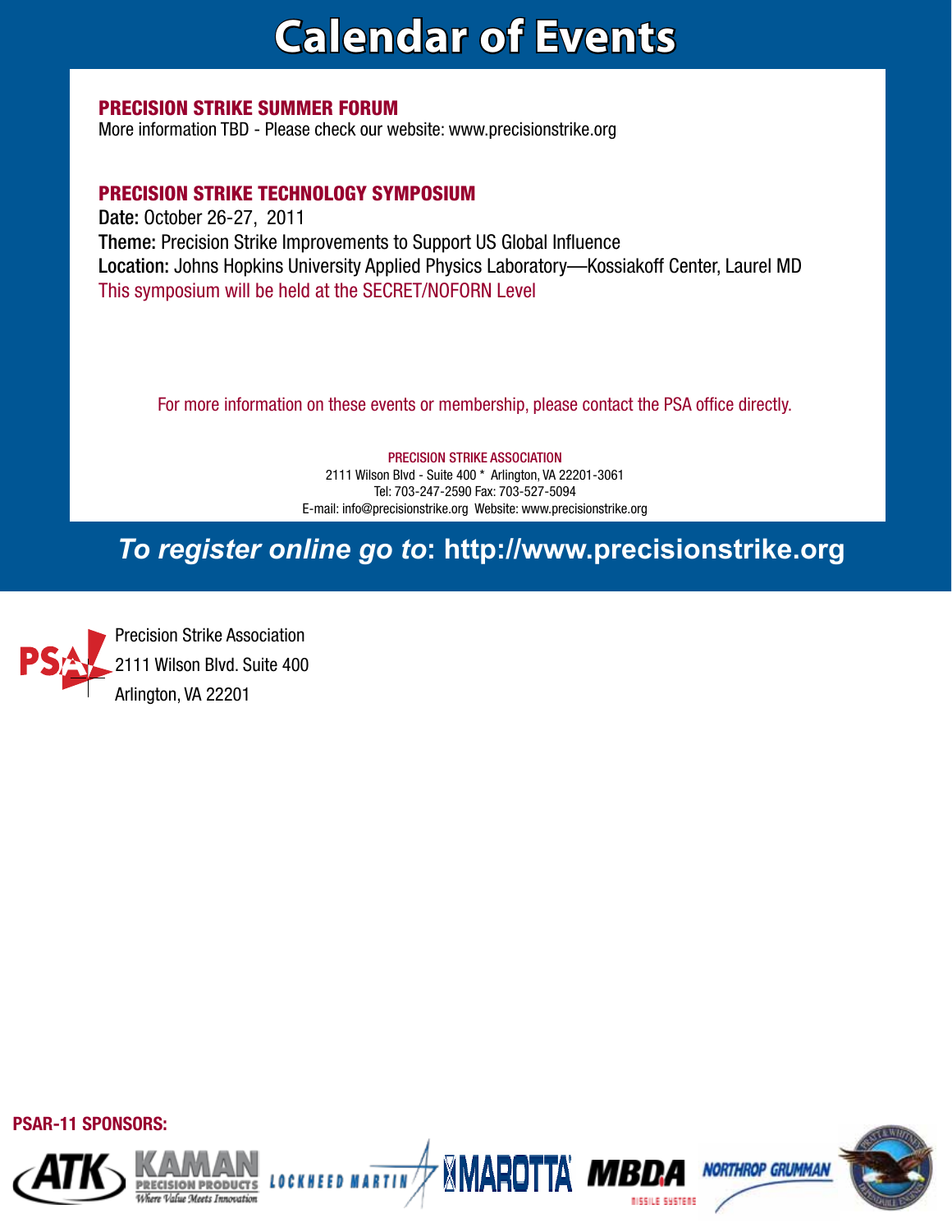# Calendar of Events

## PRECISION STRIKE SUMMER FORUM

More information TBD - Please check our website: www.precisionstrike.org

## PRECISION STRIKE TECHNOLOGY SYMPOSIUM

**Date:** October 26-27, 2011
**Theme:** Precision Strike Improvements to Support US Global Influence
**Location:** Johns Hopkins University Applied Physics Laboratory—Kossiakoff Center, Laurel MD
This symposium will be held at the SECRET/NOFORN Level

For more information on these events or membership, please contact the PSA office directly.

**PRECISION STRIKE ASSOCIATION**
2111 Wilson Blvd - Suite 400 * Arlington, VA 22201-3061
Tel: 703-247-2590 Fax: 703-527-5094
E-mail: info@precisionstrike.org Website: www.precisionstrike.org

***To register online go to*: http://www.precisionstrike.org**

Precision Strike Association
2111 Wilson Blvd. Suite 400
Arlington, VA 22201

**PSAR-11 SPONSORS:**

ATK, KAMAN Precision Products (Where Value Meets Innovation), Lockheed Martin, Marotta, MBDA Missile Systems, Northrop Grumman, Pratt & Whitney